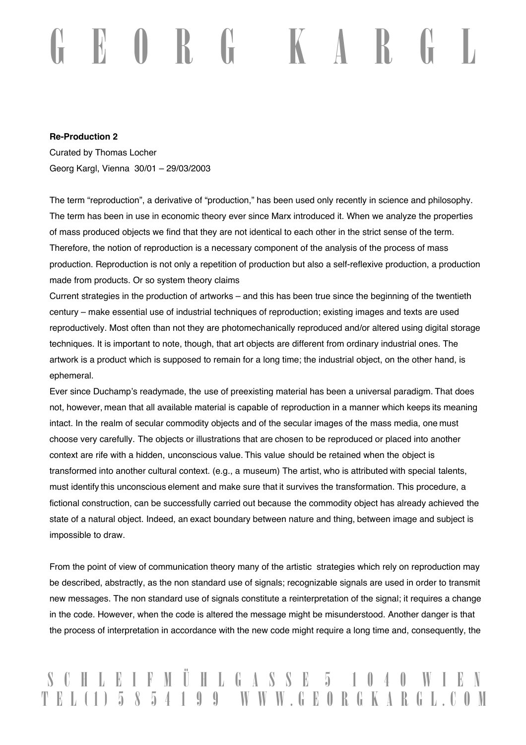**Re-Production 2**

Curated by Thomas Locher

Georg Kargl, Vienna 30/01 – 29/03/2003

The term "reproduction", a derivative of "production," has been used only recently in science and philosophy. The term has been in use in economic theory ever since Marx introduced it. When we analyze the properties of mass produced objects we find that they are not identical to each other in the strict sense of the term. Therefore, the notion of reproduction is a necessary component of the analysis of the process of mass production. Reproduction is not only a repetition of production but also a self-reflexive production, a production made from products. Or so system theory claims

Current strategies in the production of artworks – and this has been true since the beginning of the twentieth century – make essential use of industrial techniques of reproduction; existing images and texts are used reproductively. Most often than not they are photomechanically reproduced and/or altered using digital storage techniques. It is important to note, though, that art objects are different from ordinary industrial ones. The artwork is a product which is supposed to remain for a long time; the industrial object, on the other hand, is ephemeral.

Ever since Duchamp's readymade, the use of preexisting material has been a universal paradigm. That does not, however, mean that all available material is capable of reproduction in a manner which keeps its meaning intact. In the realm of secular commodity objects and of the secular images of the mass media, one must choose very carefully. The objects or illustrations that are chosen to be reproduced or placed into another context are rife with a hidden, unconscious value. This value should be retained when the object is transformed into another cultural context. (e.g., a museum) The artist, who is attributed with special talents, must identify this unconscious element and make sure that it survives the transformation. This procedure, a fictional construction, can be successfully carried out because the commodity object has already achieved the state of a natural object. Indeed, an exact boundary between nature and thing, between image and subject is impossible to draw.

From the point of view of communication theory many of the artistic strategies which rely on reproduction may be described, abstractly, as the non standard use of signals; recognizable signals are used in order to transmit new messages. The non standard use of signals constitute a reinterpretation of the signal; it requires a change in the code. However, when the code is altered the message might be misunderstood. Another danger is that the process of interpretation in accordance with the new code might require a long time and, consequently, the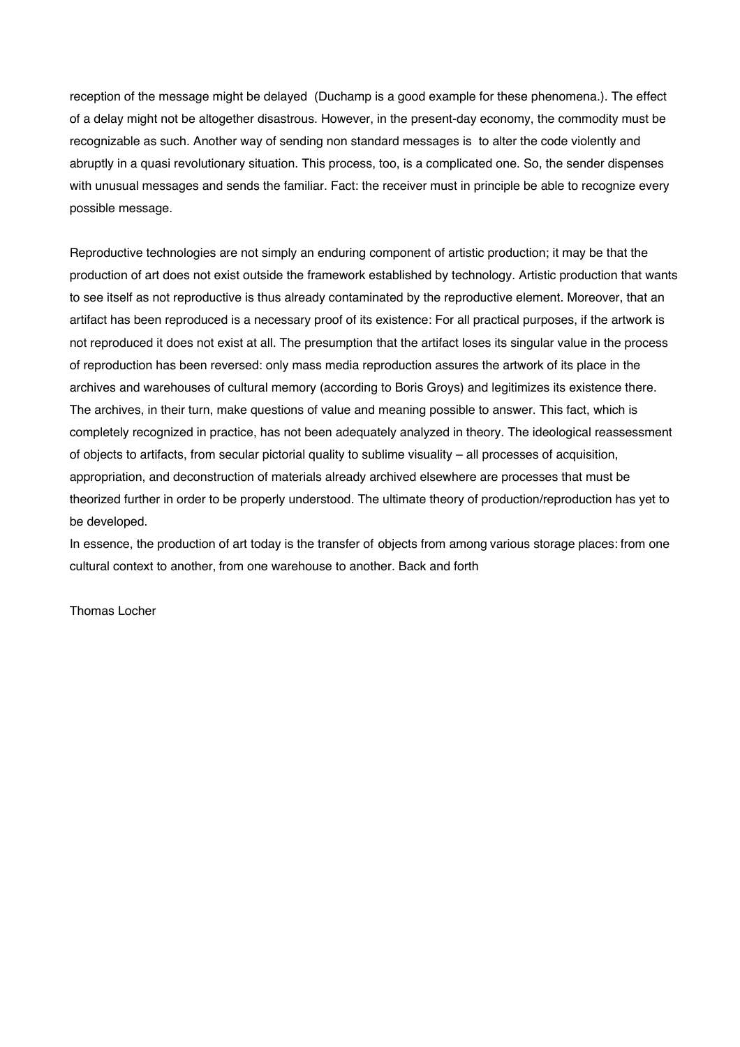reception of the message might be delayed (Duchamp is a good example for these phenomena.). The effect of a delay might not be altogether disastrous. However, in the present-day economy, the commodity must be recognizable as such. Another way of sending non standard messages is to alter the code violently and abruptly in a quasi revolutionary situation. This process, too, is a complicated one. So, the sender dispenses with unusual messages and sends the familiar. Fact: the receiver must in principle be able to recognize every possible message.

Reproductive technologies are not simply an enduring component of artistic production; it may be that the production of art does not exist outside the framework established by technology. Artistic production that wants to see itself as not reproductive is thus already contaminated by the reproductive element. Moreover, that an artifact has been reproduced is a necessary proof of its existence: For all practical purposes, if the artwork is not reproduced it does not exist at all. The presumption that the artifact loses its singular value in the process of reproduction has been reversed: only mass media reproduction assures the artwork of its place in the archives and warehouses of cultural memory (according to Boris Groys) and legitimizes its existence there. The archives, in their turn, make questions of value and meaning possible to answer. This fact, which is completely recognized in practice, has not been adequately analyzed in theory. The ideological reassessment of objects to artifacts, from secular pictorial quality to sublime visuality – all processes of acquisition, appropriation, and deconstruction of materials already archived elsewhere are processes that must be theorized further in order to be properly understood. The ultimate theory of production/reproduction has yet to be developed.
In essence, the production of art today is the transfer of objects from among various storage places: from one cultural context to another, from one warehouse to another. Back and forth

Thomas Locher